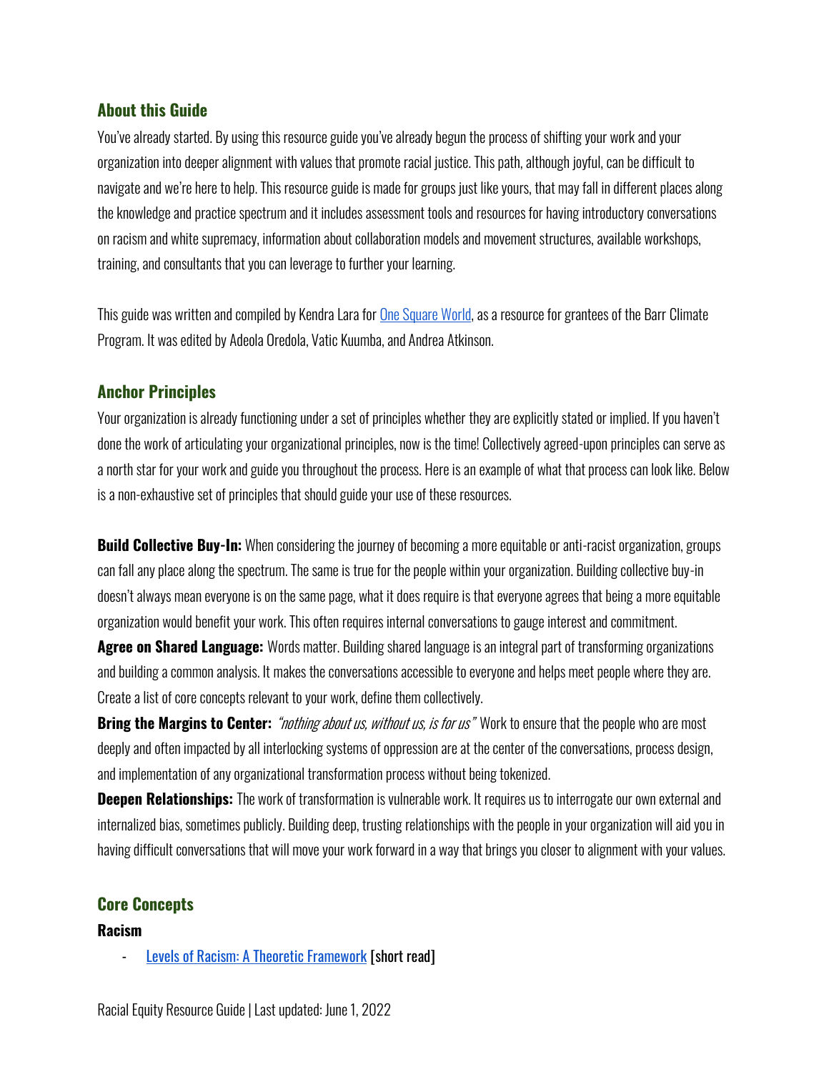## About this Guide

You've already started. By using this resource guide you've already begun the process of shifting your work and your organization into deeper alignment with values that promote racial justice. This path, although joyful, can be difficult to navigate and we're here to help. This resource guide is made for groups just like yours, that may fall in different places along the knowledge and practice spectrum and it includes assessment tools and resources for having introductory conversations on racism and white supremacy, information about collaboration models and movement structures, available workshops, training, and consultants that you can leverage to further your learning.

This guide was written and compiled by Kendra Lara for One Square World, as a resource for grantees of the Barr Climate Program. It was edited by Adeola Oredola, Vatic Kuumba, and Andrea Atkinson.

## Anchor Principles

Your organization is already functioning under a set of principles whether they are explicitly stated or implied. If you haven't done the work of articulating your organizational principles, now is the time! Collectively agreed-upon principles can serve as a north star for your work and guide you throughout the process. Here is an example of what that process can look like. Below is a non-exhaustive set of principles that should guide your use of these resources.

**Build Collective Buy-In:** When considering the journey of becoming a more equitable or anti-racist organization, groups can fall any place along the spectrum. The same is true for the people within your organization. Building collective buy-in doesn't always mean everyone is on the same page, what it does require is that everyone agrees that being a more equitable organization would benefit your work. This often requires internal conversations to gauge interest and commitment.

**Agree on Shared Language:** Words matter. Building shared language is an integral part of transforming organizations and building a common analysis. It makes the conversations accessible to everyone and helps meet people where they are. Create a list of core concepts relevant to your work, define them collectively.

**Bring the Margins to Center:** *"nothing about us, without us, is for us"* Work to ensure that the people who are most deeply and often impacted by all interlocking systems of oppression are at the center of the conversations, process design, and implementation of any organizational transformation process without being tokenized.

**Deepen Relationships:** The work of transformation is vulnerable work. It requires us to interrogate our own external and internalized bias, sometimes publicly. Building deep, trusting relationships with the people in your organization will aid you in having difficult conversations that will move your work forward in a way that brings you closer to alignment with your values.

## Core Concepts

### Racism

- Levels of Racism: A Theoretic Framework **[short read]**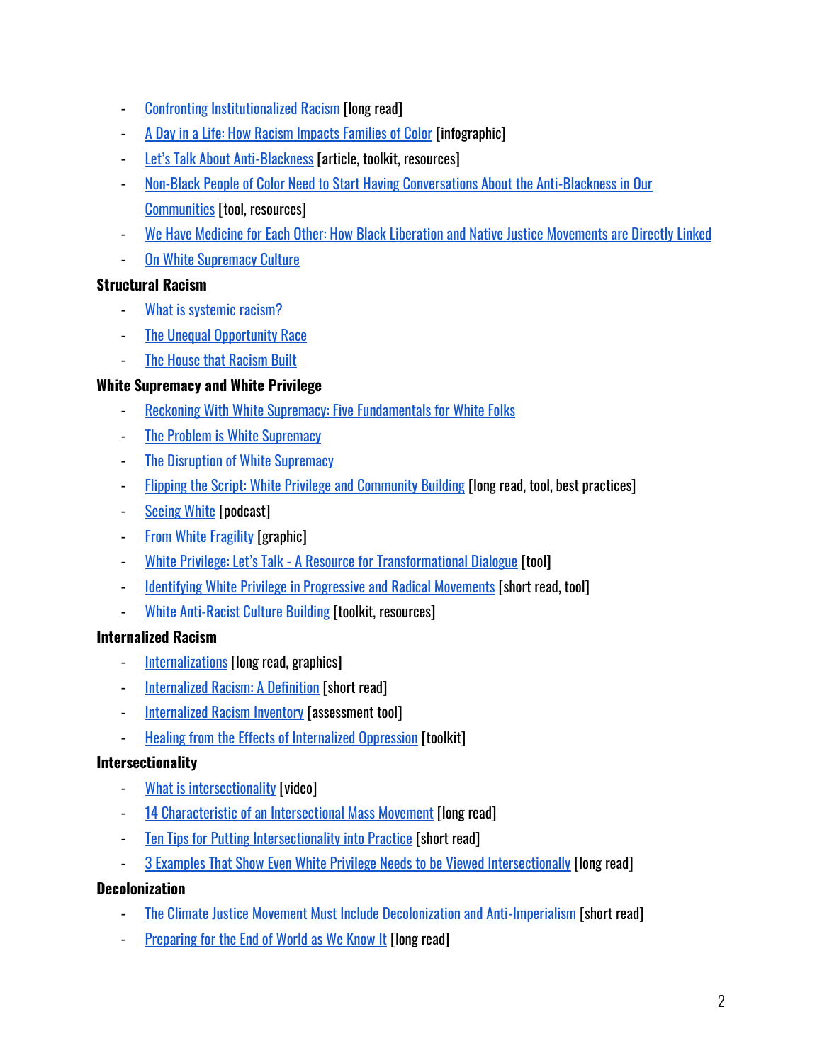- Confronting Institutionalized Racism [long read]
- A Day in a Life: How Racism Impacts Families of Color [infographic]
- Let's Talk About Anti-Blackness [article, toolkit, resources]
- Non-Black People of Color Need to Start Having Conversations About the Anti-Blackness in Our Communities [tool, resources]
- We Have Medicine for Each Other: How Black Liberation and Native Justice Movements are Directly Linked
- On White Supremacy Culture

**Structural Racism**

- What is systemic racism?
- The Unequal Opportunity Race
- The House that Racism Built

**White Supremacy and White Privilege**

- Reckoning With White Supremacy: Five Fundamentals for White Folks
- The Problem is White Supremacy
- The Disruption of White Supremacy
- Flipping the Script: White Privilege and Community Building [long read, tool, best practices]
- Seeing White [podcast]
- From White Fragility [graphic]
- White Privilege: Let's Talk - A Resource for Transformational Dialogue [tool]
- Identifying White Privilege in Progressive and Radical Movements [short read, tool]
- White Anti-Racist Culture Building [toolkit, resources]

**Internalized Racism**

- Internalizations [long read, graphics]
- Internalized Racism: A Definition [short read]
- Internalized Racism Inventory [assessment tool]
- Healing from the Effects of Internalized Oppression [toolkit]

**Intersectionality**

- What is intersectionality [video]
- 14 Characteristic of an Intersectional Mass Movement [long read]
- Ten Tips for Putting Intersectionality into Practice [short read]
- 3 Examples That Show Even White Privilege Needs to be Viewed Intersectionally [long read]

**Decolonization**

- The Climate Justice Movement Must Include Decolonization and Anti-Imperialism [short read]
- Preparing for the End of World as We Know It [long read]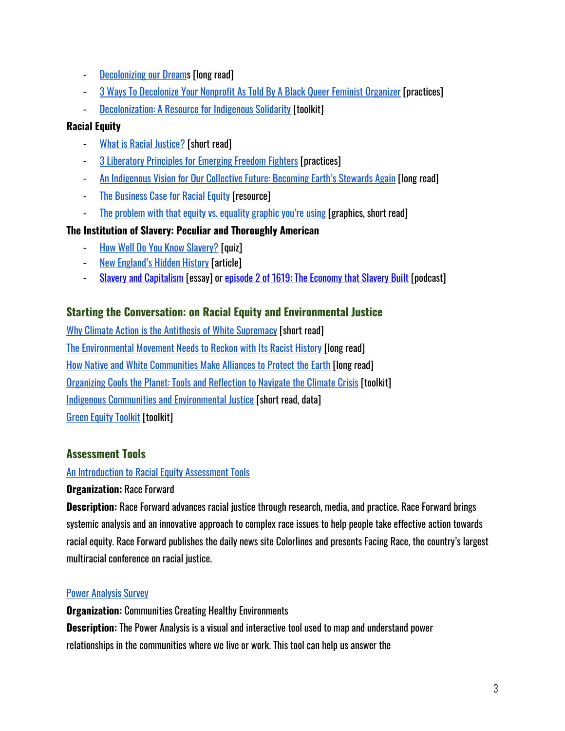- Decolonizing our Dreams [long read]
- 3 Ways To Decolonize Your Nonprofit As Told By A Black Queer Feminist Organizer [practices]
- Decolonization: A Resource for Indigenous Solidarity [toolkit]

**Racial Equity**

- What is Racial Justice? [short read]
- 3 Liberatory Principles for Emerging Freedom Fighters [practices]
- An Indigenous Vision for Our Collective Future: Becoming Earth's Stewards Again [long read]
- The Business Case for Racial Equity [resource]
- The problem with that equity vs. equality graphic you're using [graphics, short read]

**The Institution of Slavery: Peculiar and Thoroughly American**

- How Well Do You Know Slavery? [quiz]
- New England's Hidden History [article]
- Slavery and Capitalism [essay] or episode 2 of 1619: The Economy that Slavery Built [podcast]

## Starting the Conversation: on Racial Equity and Environmental Justice

Why Climate Action is the Antithesis of White Supremacy [short read]

The Environmental Movement Needs to Reckon with Its Racist History [long read]

How Native and White Communities Make Alliances to Protect the Earth [long read]

Organizing Cools the Planet: Tools and Reflection to Navigate the Climate Crisis [toolkit]

Indigenous Communities and Environmental Justice [short read, data]

Green Equity Toolkit [toolkit]

## Assessment Tools

An Introduction to Racial Equity Assessment Tools

**Organization:** Race Forward

**Description:** Race Forward advances racial justice through research, media, and practice. Race Forward brings systemic analysis and an innovative approach to complex race issues to help people take effective action towards racial equity. Race Forward publishes the daily news site Colorlines and presents Facing Race, the country's largest multiracial conference on racial justice.

Power Analysis Survey

**Organization:** Communities Creating Healthy Environments

**Description:** The Power Analysis is a visual and interactive tool used to map and understand power relationships in the communities where we live or work. This tool can help us answer the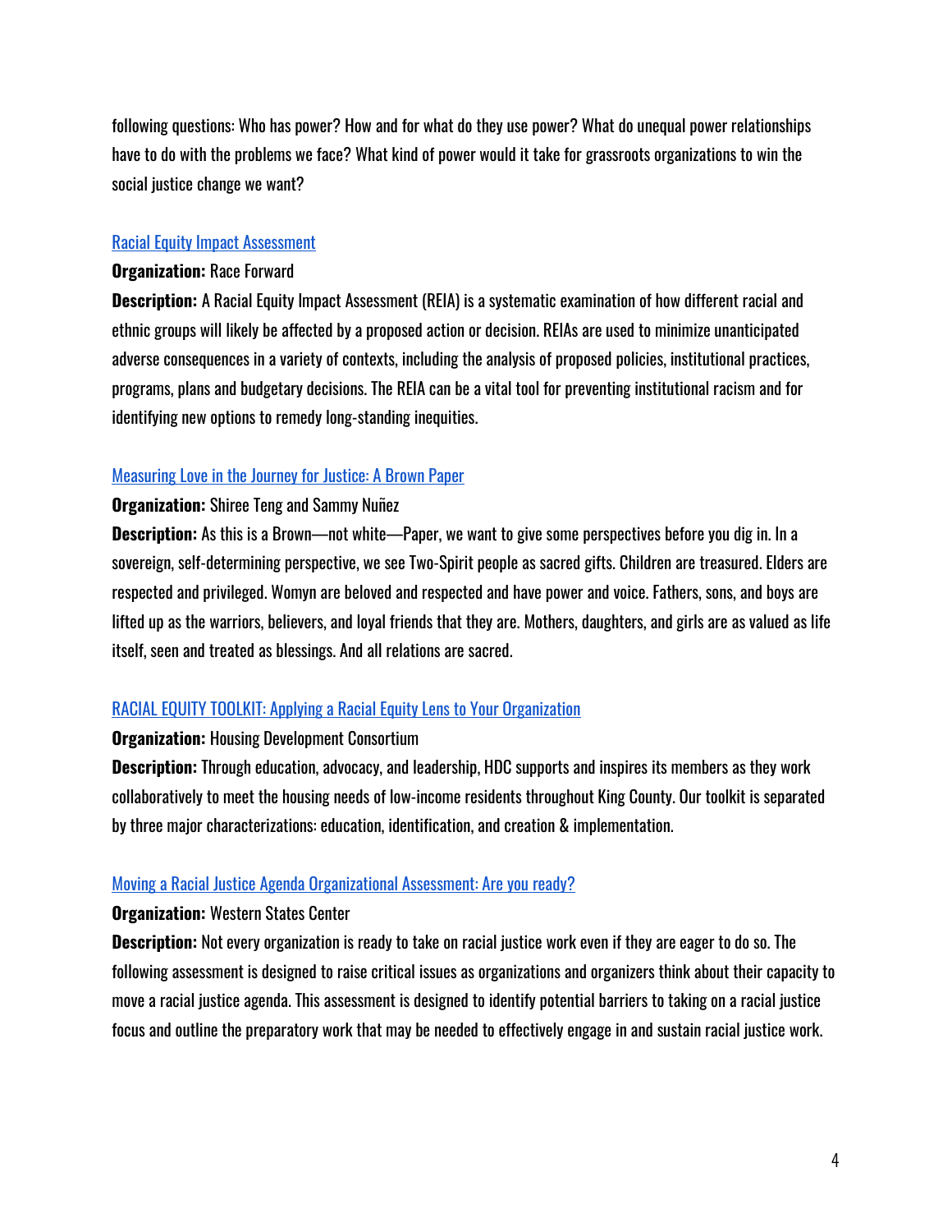following questions: Who has power? How and for what do they use power? What do unequal power relationships have to do with the problems we face? What kind of power would it take for grassroots organizations to win the social justice change we want?

[Racial Equity Impact Assessment]

**Organization:** Race Forward

**Description:** A Racial Equity Impact Assessment (REIA) is a systematic examination of how different racial and ethnic groups will likely be affected by a proposed action or decision. REIAs are used to minimize unanticipated adverse consequences in a variety of contexts, including the analysis of proposed policies, institutional practices, programs, plans and budgetary decisions. The REIA can be a vital tool for preventing institutional racism and for identifying new options to remedy long-standing inequities.

[Measuring Love in the Journey for Justice: A Brown Paper]

**Organization:** Shiree Teng and Sammy Nuñez

**Description:** As this is a Brown—not white—Paper, we want to give some perspectives before you dig in. In a sovereign, self-determining perspective, we see Two-Spirit people as sacred gifts. Children are treasured. Elders are respected and privileged. Womyn are beloved and respected and have power and voice. Fathers, sons, and boys are lifted up as the warriors, believers, and loyal friends that they are. Mothers, daughters, and girls are as valued as life itself, seen and treated as blessings. And all relations are sacred.

[RACIAL EQUITY TOOLKIT: Applying a Racial Equity Lens to Your Organization]

**Organization:** Housing Development Consortium

**Description:** Through education, advocacy, and leadership, HDC supports and inspires its members as they work collaboratively to meet the housing needs of low-income residents throughout King County. Our toolkit is separated by three major characterizations: education, identification, and creation & implementation.

[Moving a Racial Justice Agenda Organizational Assessment: Are you ready?]

**Organization:** Western States Center

**Description:** Not every organization is ready to take on racial justice work even if they are eager to do so. The following assessment is designed to raise critical issues as organizations and organizers think about their capacity to move a racial justice agenda. This assessment is designed to identify potential barriers to taking on a racial justice focus and outline the preparatory work that may be needed to effectively engage in and sustain racial justice work.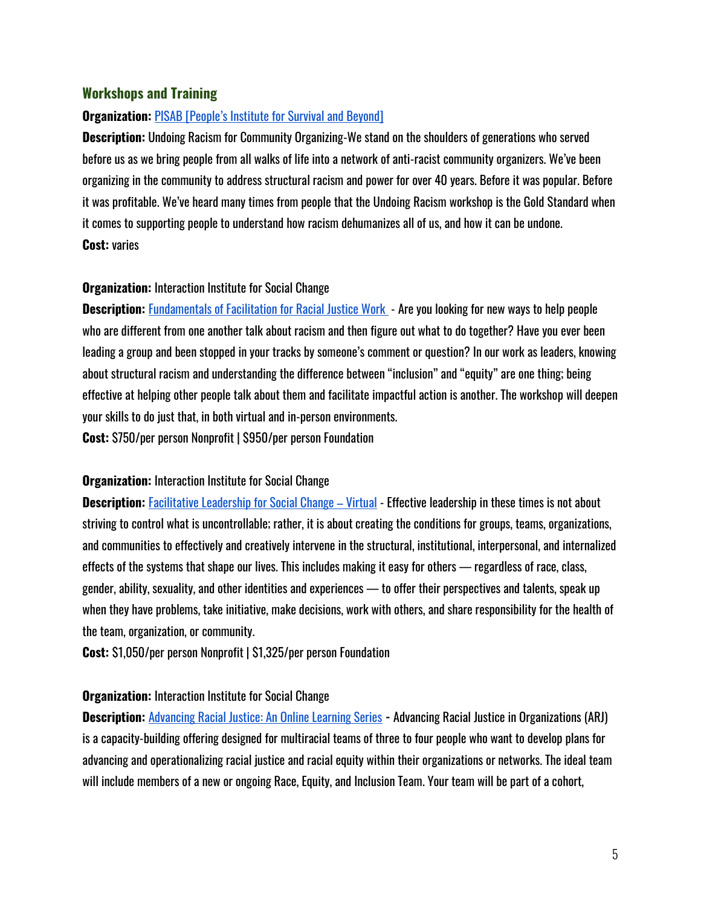## Workshops and Training

**Organization:** [PISAB [People's Institute for Survival and Beyond]]()
**Description:** Undoing Racism for Community Organizing-We stand on the shoulders of generations who served before us as we bring people from all walks of life into a network of anti-racist community organizers. We've been organizing in the community to address structural racism and power for over 40 years. Before it was popular. Before it was profitable. We've heard many times from people that the Undoing Racism workshop is the Gold Standard when it comes to supporting people to understand how racism dehumanizes all of us, and how it can be undone.
**Cost:** varies

**Organization:** Interaction Institute for Social Change
**Description:** [Fundamentals of Facilitation for Racial Justice Work]() - Are you looking for new ways to help people who are different from one another talk about racism and then figure out what to do together? Have you ever been leading a group and been stopped in your tracks by someone's comment or question? In our work as leaders, knowing about structural racism and understanding the difference between "inclusion" and "equity" are one thing; being effective at helping other people talk about them and facilitate impactful action is another. The workshop will deepen your skills to do just that, in both virtual and in-person environments.
**Cost:** $750/per person Nonprofit | $950/per person Foundation

**Organization:** Interaction Institute for Social Change
**Description:** [Facilitative Leadership for Social Change – Virtual]() - Effective leadership in these times is not about striving to control what is uncontrollable; rather, it is about creating the conditions for groups, teams, organizations, and communities to effectively and creatively intervene in the structural, institutional, interpersonal, and internalized effects of the systems that shape our lives. This includes making it easy for others — regardless of race, class, gender, ability, sexuality, and other identities and experiences — to offer their perspectives and talents, speak up when they have problems, take initiative, make decisions, work with others, and share responsibility for the health of the team, organization, or community.
**Cost:** $1,050/per person Nonprofit | $1,325/per person Foundation

**Organization:** Interaction Institute for Social Change
**Description:** [Advancing Racial Justice: An Online Learning Series]() **-** Advancing Racial Justice in Organizations (ARJ) is a capacity-building offering designed for multiracial teams of three to four people who want to develop plans for advancing and operationalizing racial justice and racial equity within their organizations or networks. The ideal team will include members of a new or ongoing Race, Equity, and Inclusion Team. Your team will be part of a cohort,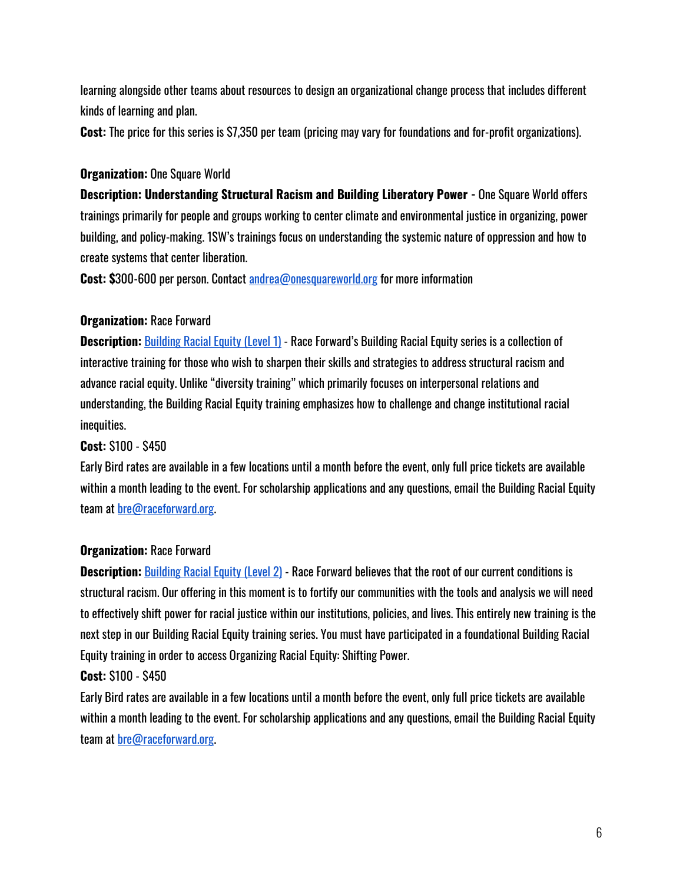learning alongside other teams about resources to design an organizational change process that includes different kinds of learning and plan.

**Cost:** The price for this series is $7,350 per team (pricing may vary for foundations and for-profit organizations).

**Organization:** One Square World

**Description: Understanding Structural Racism and Building Liberatory Power** - One Square World offers trainings primarily for people and groups working to center climate and environmental justice in organizing, power building, and policy-making. 1SW's trainings focus on understanding the systemic nature of oppression and how to create systems that center liberation.

**Cost: $**300-600 per person. Contact andrea@onesquareworld.org for more information

**Organization:** Race Forward

**Description:** Building Racial Equity (Level 1) - Race Forward's Building Racial Equity series is a collection of interactive training for those who wish to sharpen their skills and strategies to address structural racism and advance racial equity. Unlike "diversity training" which primarily focuses on interpersonal relations and understanding, the Building Racial Equity training emphasizes how to challenge and change institutional racial inequities.

**Cost:** $100 - $450

Early Bird rates are available in a few locations until a month before the event, only full price tickets are available within a month leading to the event. For scholarship applications and any questions, email the Building Racial Equity team at bre@raceforward.org.

**Organization:** Race Forward

**Description:** Building Racial Equity (Level 2) - Race Forward believes that the root of our current conditions is structural racism. Our offering in this moment is to fortify our communities with the tools and analysis we will need to effectively shift power for racial justice within our institutions, policies, and lives. This entirely new training is the next step in our Building Racial Equity training series. You must have participated in a foundational Building Racial Equity training in order to access Organizing Racial Equity: Shifting Power.

**Cost:** $100 - $450

Early Bird rates are available in a few locations until a month before the event, only full price tickets are available within a month leading to the event. For scholarship applications and any questions, email the Building Racial Equity team at bre@raceforward.org.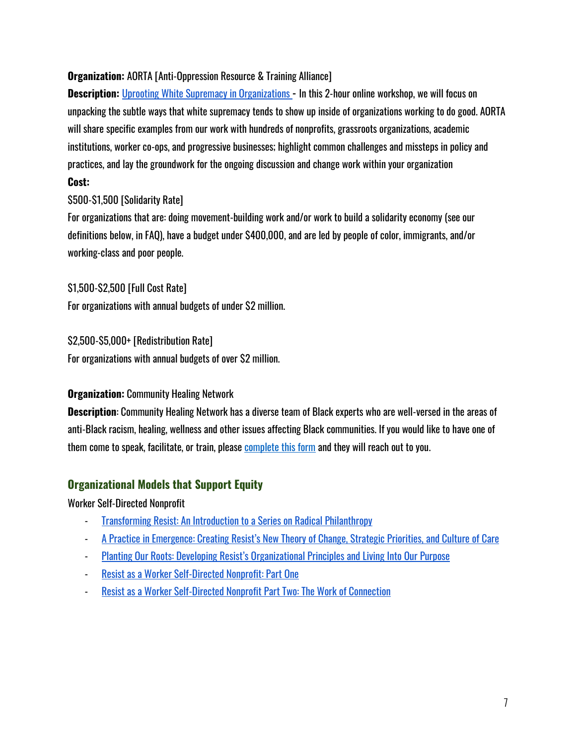**Organization:** AORTA [Anti-Oppression Resource & Training Alliance]

**Description:** Uprooting White Supremacy in Organizations - In this 2-hour online workshop, we will focus on unpacking the subtle ways that white supremacy tends to show up inside of organizations working to do good. AORTA will share specific examples from our work with hundreds of nonprofits, grassroots organizations, academic institutions, worker co-ops, and progressive businesses; highlight common challenges and missteps in policy and practices, and lay the groundwork for the ongoing discussion and change work within your organization

**Cost:**

$500-$1,500 [Solidarity Rate]

For organizations that are: doing movement-building work and/or work to build a solidarity economy (see our definitions below, in FAQ), have a budget under $400,000, and are led by people of color, immigrants, and/or working-class and poor people.

$1,500-$2,500 [Full Cost Rate]

For organizations with annual budgets of under $2 million.

$2,500-$5,000+ [Redistribution Rate]

For organizations with annual budgets of over $2 million.

**Organization:** Community Healing Network

**Description**: Community Healing Network has a diverse team of Black experts who are well-versed in the areas of anti-Black racism, healing, wellness and other issues affecting Black communities. If you would like to have one of them come to speak, facilitate, or train, please complete this form and they will reach out to you.

## Organizational Models that Support Equity

Worker Self-Directed Nonprofit

- Transforming Resist: An Introduction to a Series on Radical Philanthropy
- A Practice in Emergence: Creating Resist's New Theory of Change, Strategic Priorities, and Culture of Care
- Planting Our Roots: Developing Resist's Organizational Principles and Living Into Our Purpose
- Resist as a Worker Self-Directed Nonprofit: Part One
- Resist as a Worker Self-Directed Nonprofit Part Two: The Work of Connection